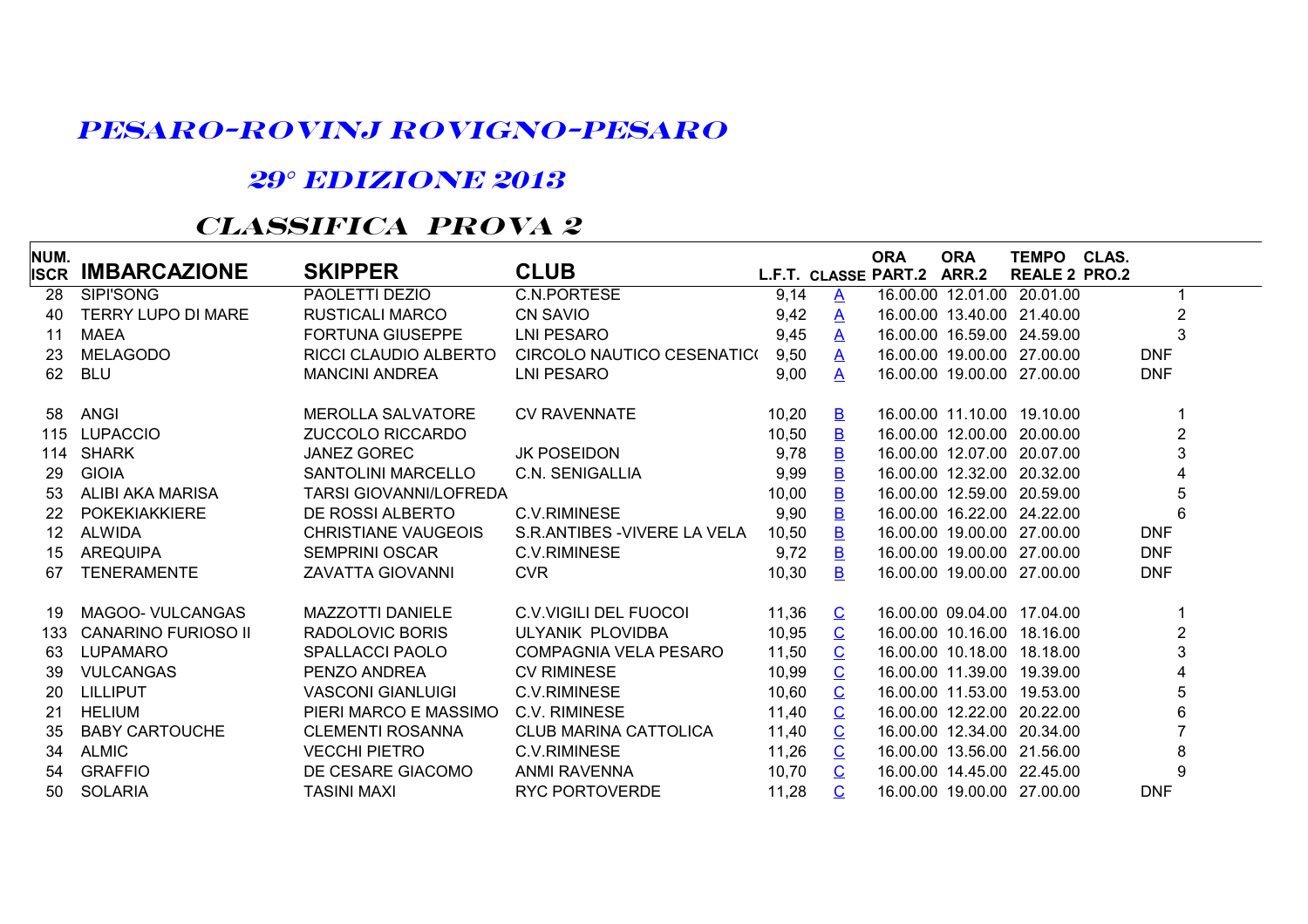# PESARO-ROVINJ ROVIGNO-PESARO

## 29° EDIZIONE 2013

## CLASSIFICA PROVA 2

| NUM. ISCR | IMBARCAZIONE | SKIPPER | CLUB | L.F.T. | CLASSE | ORA PART.2 | ORA ARR.2 | TEMPO REALE 2 | CLAS. PRO.2 |
|---|---|---|---|---|---|---|---|---|---|
| 28 | SIPI'SONG | PAOLETTI DEZIO | C.N.PORTESE | 9,14 | A | 16.00.00 | 12.01.00 | 20.01.00 | 1 |
| 40 | TERRY LUPO DI MARE | RUSTICALI MARCO | CN SAVIO | 9,42 | A | 16.00.00 | 13.40.00 | 21.40.00 | 2 |
| 11 | MAEA | FORTUNA GIUSEPPE | LNI PESARO | 9,45 | A | 16.00.00 | 16.59.00 | 24.59.00 | 3 |
| 23 | MELAGODO | RICCI CLAUDIO ALBERTO | CIRCOLO NAUTICO CESENATIC( | 9,50 | A | 16.00.00 | 19.00.00 | 27.00.00 | DNF |
| 62 | BLU | MANCINI ANDREA | LNI PESARO | 9,00 | A | 16.00.00 | 19.00.00 | 27.00.00 | DNF |
| 58 | ANGI | MEROLLA SALVATORE | CV RAVENNATE | 10,20 | B | 16.00.00 | 11.10.00 | 19.10.00 | 1 |
| 115 | LUPACCIO | ZUCCOLO RICCARDO | | 10,50 | B | 16.00.00 | 12.00.00 | 20.00.00 | 2 |
| 114 | SHARK | JANEZ GOREC | JK POSEIDON | 9,78 | B | 16.00.00 | 12.07.00 | 20.07.00 | 3 |
| 29 | GIOIA | SANTOLINI MARCELLO | C.N. SENIGALLIA | 9,99 | B | 16.00.00 | 12.32.00 | 20.32.00 | 4 |
| 53 | ALIBI AKA MARISA | TARSI GIOVANNI/LOFREDA | | 10,00 | B | 16.00.00 | 12.59.00 | 20.59.00 | 5 |
| 22 | POKEKIAKKIERE | DE ROSSI ALBERTO | C.V.RIMINESE | 9,90 | B | 16.00.00 | 16.22.00 | 24.22.00 | 6 |
| 12 | ALWIDA | CHRISTIANE VAUGEOIS | S.R.ANTIBES -VIVERE LA VELA | 10,50 | B | 16.00.00 | 19.00.00 | 27.00.00 | DNF |
| 15 | AREQUIPA | SEMPRINI OSCAR | C.V.RIMINESE | 9,72 | B | 16.00.00 | 19.00.00 | 27.00.00 | DNF |
| 67 | TENERAMENTE | ZAVATTA GIOVANNI | CVR | 10,30 | B | 16.00.00 | 19.00.00 | 27.00.00 | DNF |
| 19 | MAGOO- VULCANGAS | MAZZOTTI DANIELE | C.V.VIGILI DEL FUOCOI | 11,36 | C | 16.00.00 | 09.04.00 | 17.04.00 | 1 |
| 133 | CANARINO FURIOSO II | RADOLOVIC BORIS | ULYANIK PLOVIDBA | 10,95 | C | 16.00.00 | 10.16.00 | 18.16.00 | 2 |
| 63 | LUPAMARO | SPALLACCI PAOLO | COMPAGNIA VELA PESARO | 11,50 | C | 16.00.00 | 10.18.00 | 18.18.00 | 3 |
| 39 | VULCANGAS | PENZO ANDREA | CV RIMINESE | 10,99 | C | 16.00.00 | 11.39.00 | 19.39.00 | 4 |
| 20 | LILLIPUT | VASCONI GIANLUIGI | C.V.RIMINESE | 10,60 | C | 16.00.00 | 11.53.00 | 19.53.00 | 5 |
| 21 | HELIUM | PIERI MARCO E MASSIMO | C.V. RIMINESE | 11,40 | C | 16.00.00 | 12.22.00 | 20.22.00 | 6 |
| 35 | BABY CARTOUCHE | CLEMENTI ROSANNA | CLUB MARINA CATTOLICA | 11,40 | C | 16.00.00 | 12.34.00 | 20.34.00 | 7 |
| 34 | ALMIC | VECCHI PIETRO | C.V.RIMINESE | 11,26 | C | 16.00.00 | 13.56.00 | 21.56.00 | 8 |
| 54 | GRAFFIO | DE CESARE GIACOMO | ANMI RAVENNA | 10,70 | C | 16.00.00 | 14.45.00 | 22.45.00 | 9 |
| 50 | SOLARIA | TASINI MAXI | RYC PORTOVERDE | 11,28 | C | 16.00.00 | 19.00.00 | 27.00.00 | DNF |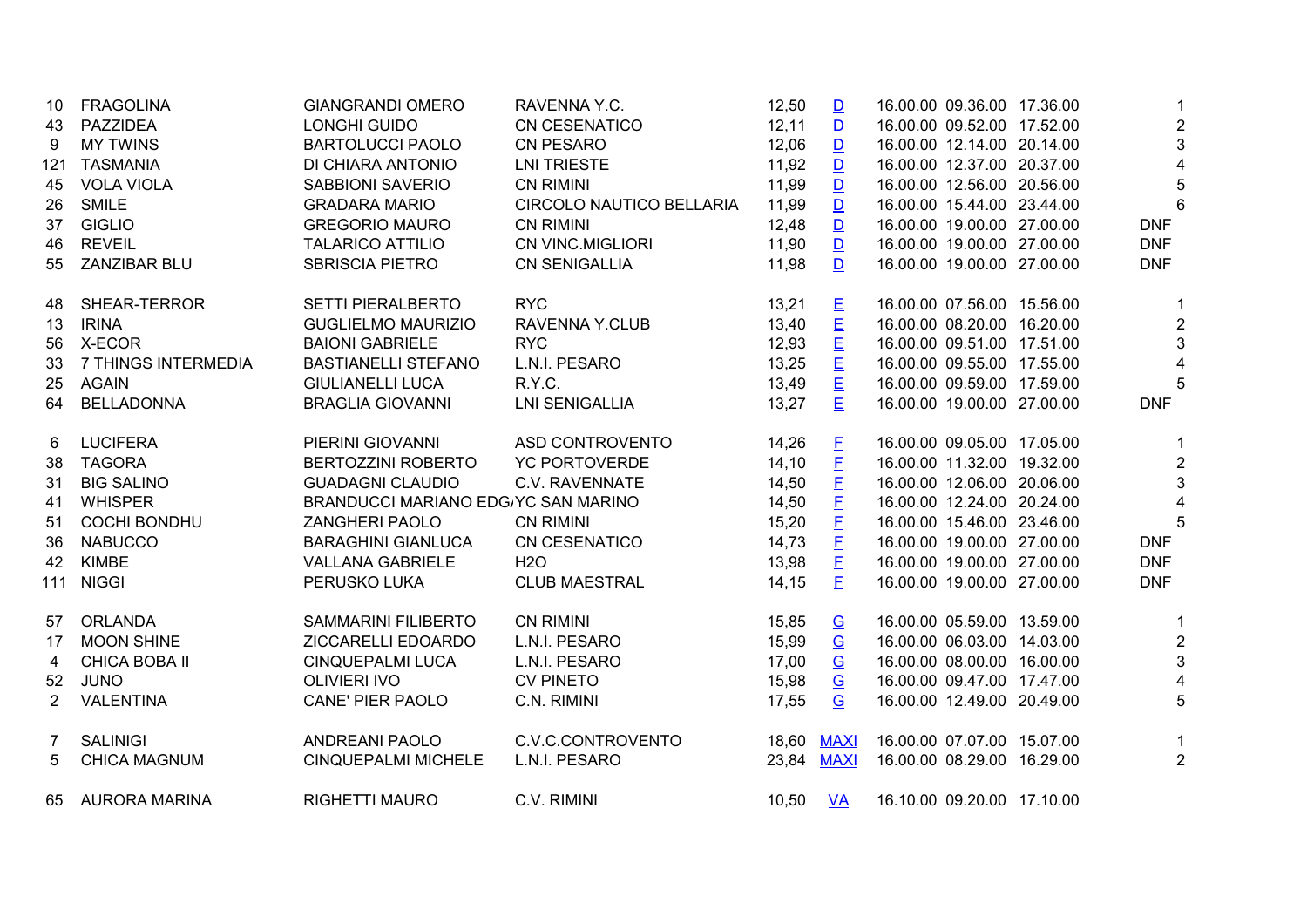| | | | | | | | | | |
|---|---|---|---|---|---|---|---|---|---|
| 10 | FRAGOLINA | GIANGRANDI OMERO | RAVENNA Y.C. | 12,50 | D | 16.00.00 | 09.36.00 | 17.36.00 | 1 |
| 43 | PAZZIDEA | LONGHI GUIDO | CN CESENATICO | 12,11 | D | 16.00.00 | 09.52.00 | 17.52.00 | 2 |
| 9 | MY TWINS | BARTOLUCCI PAOLO | CN PESARO | 12,06 | D | 16.00.00 | 12.14.00 | 20.14.00 | 3 |
| 121 | TASMANIA | DI CHIARA ANTONIO | LNI TRIESTE | 11,92 | D | 16.00.00 | 12.37.00 | 20.37.00 | 4 |
| 45 | VOLA VIOLA | SABBIONI SAVERIO | CN RIMINI | 11,99 | D | 16.00.00 | 12.56.00 | 20.56.00 | 5 |
| 26 | SMILE | GRADARA MARIO | CIRCOLO NAUTICO BELLARIA | 11,99 | D | 16.00.00 | 15.44.00 | 23.44.00 | 6 |
| 37 | GIGLIO | GREGORIO MAURO | CN RIMINI | 12,48 | D | 16.00.00 | 19.00.00 | 27.00.00 | DNF |
| 46 | REVEIL | TALARICO ATTILIO | CN VINC.MIGLIORI | 11,90 | D | 16.00.00 | 19.00.00 | 27.00.00 | DNF |
| 55 | ZANZIBAR BLU | SBRISCIA PIETRO | CN SENIGALLIA | 11,98 | D | 16.00.00 | 19.00.00 | 27.00.00 | DNF |
| | | | | | | | | | |
| 48 | SHEAR-TERROR | SETTI PIERALBERTO | RYC | 13,21 | E | 16.00.00 | 07.56.00 | 15.56.00 | 1 |
| 13 | IRINA | GUGLIELMO MAURIZIO | RAVENNA Y.CLUB | 13,40 | E | 16.00.00 | 08.20.00 | 16.20.00 | 2 |
| 56 | X-ECOR | BAIONI GABRIELE | RYC | 12,93 | E | 16.00.00 | 09.51.00 | 17.51.00 | 3 |
| 33 | 7 THINGS INTERMEDIA | BASTIANELLI STEFANO | L.N.I. PESARO | 13,25 | E | 16.00.00 | 09.55.00 | 17.55.00 | 4 |
| 25 | AGAIN | GIULIANELLI LUCA | R.Y.C. | 13,49 | E | 16.00.00 | 09.59.00 | 17.59.00 | 5 |
| 64 | BELLADONNA | BRAGLIA GIOVANNI | LNI SENIGALLIA | 13,27 | E | 16.00.00 | 19.00.00 | 27.00.00 | DNF |
| | | | | | | | | | |
| 6 | LUCIFERA | PIERINI GIOVANNI | ASD CONTROVENTO | 14,26 | F | 16.00.00 | 09.05.00 | 17.05.00 | 1 |
| 38 | TAGORA | BERTOZZINI ROBERTO | YC PORTOVERDE | 14,10 | F | 16.00.00 | 11.32.00 | 19.32.00 | 2 |
| 31 | BIG SALINO | GUADAGNI CLAUDIO | C.V. RAVENNATE | 14,50 | F | 16.00.00 | 12.06.00 | 20.06.00 | 3 |
| 41 | WHISPER | BRANDUCCI MARIANO EDG | YC SAN MARINO | 14,50 | F | 16.00.00 | 12.24.00 | 20.24.00 | 4 |
| 51 | COCHI BONDHU | ZANGHERI PAOLO | CN RIMINI | 15,20 | F | 16.00.00 | 15.46.00 | 23.46.00 | 5 |
| 36 | NABUCCO | BARAGHINI GIANLUCA | CN CESENATICO | 14,73 | F | 16.00.00 | 19.00.00 | 27.00.00 | DNF |
| 42 | KIMBE | VALLANA GABRIELE | H2O | 13,98 | F | 16.00.00 | 19.00.00 | 27.00.00 | DNF |
| 111 | NIGGI | PERUSKO LUKA | CLUB MAESTRAL | 14,15 | F | 16.00.00 | 19.00.00 | 27.00.00 | DNF |
| | | | | | | | | | |
| 57 | ORLANDA | SAMMARINI FILIBERTO | CN RIMINI | 15,85 | G | 16.00.00 | 05.59.00 | 13.59.00 | 1 |
| 17 | MOON SHINE | ZICCARELLI EDOARDO | L.N.I. PESARO | 15,99 | G | 16.00.00 | 06.03.00 | 14.03.00 | 2 |
| 4 | CHICA BOBA II | CINQUEPALMI LUCA | L.N.I. PESARO | 17,00 | G | 16.00.00 | 08.00.00 | 16.00.00 | 3 |
| 52 | JUNO | OLIVIERI IVO | CV PINETO | 15,98 | G | 16.00.00 | 09.47.00 | 17.47.00 | 4 |
| 2 | VALENTINA | CANE' PIER PAOLO | C.N. RIMINI | 17,55 | G | 16.00.00 | 12.49.00 | 20.49.00 | 5 |
| | | | | | | | | | |
| 7 | SALINIGI | ANDREANI PAOLO | C.V.C.CONTROVENTO | 18,60 | MAXI | 16.00.00 | 07.07.00 | 15.07.00 | 1 |
| 5 | CHICA MAGNUM | CINQUEPALMI MICHELE | L.N.I. PESARO | 23,84 | MAXI | 16.00.00 | 08.29.00 | 16.29.00 | 2 |
| | | | | | | | | | |
| 65 | AURORA MARINA | RIGHETTI MAURO | C.V. RIMINI | 10,50 | VA | 16.10.00 | 09.20.00 | 17.10.00 | |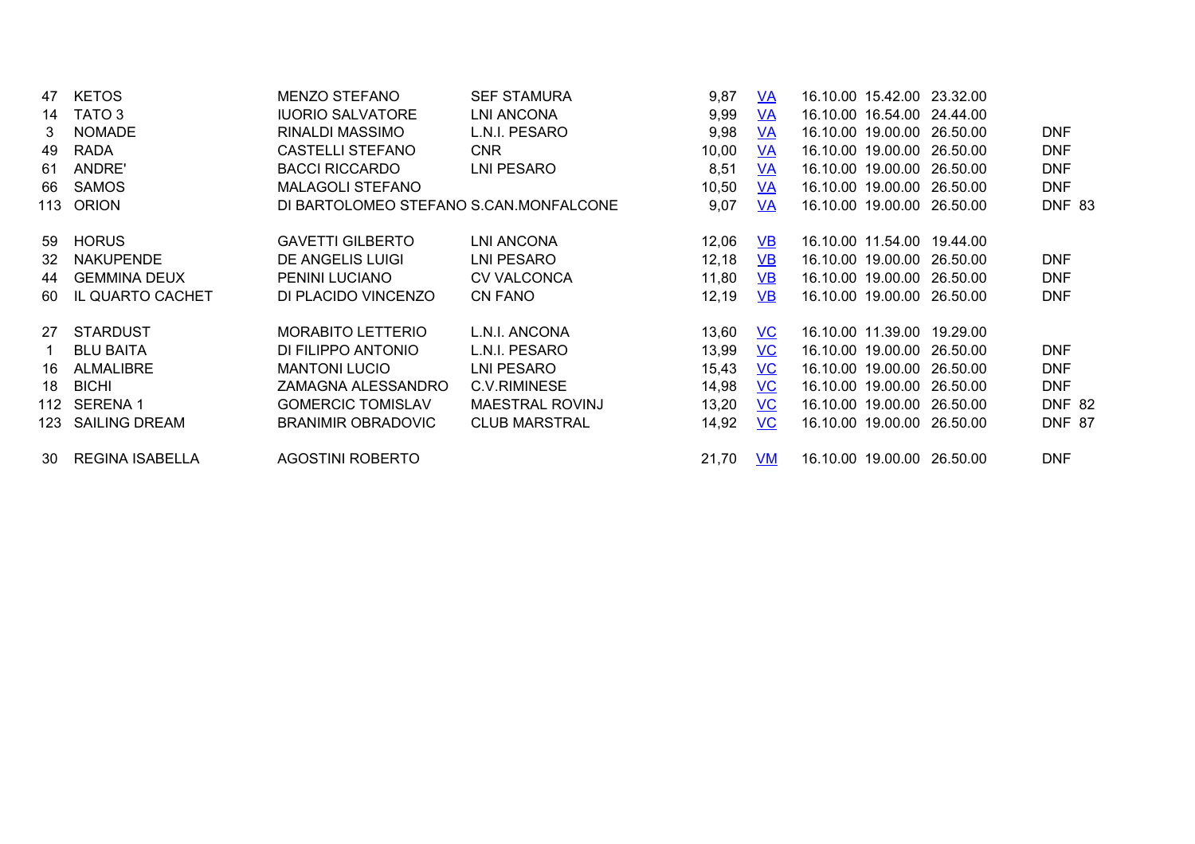| | | | | | | | | | | |
|---|---|---|---|---|---|---|---|---|---|---|
| 47 | KETOS | MENZO STEFANO | SEF STAMURA | 9,87 | VA | 16.10.00 | 15.42.00 | 23.32.00 | | |
| 14 | TATO 3 | IUORIO SALVATORE | LNI ANCONA | 9,99 | VA | 16.10.00 | 16.54.00 | 24.44.00 | | |
| 3 | NOMADE | RINALDI MASSIMO | L.N.I. PESARO | 9,98 | VA | 16.10.00 | 19.00.00 | 26.50.00 | DNF | |
| 49 | RADA | CASTELLI STEFANO | CNR | 10,00 | VA | 16.10.00 | 19.00.00 | 26.50.00 | DNF | |
| 61 | ANDRE' | BACCI RICCARDO | LNI PESARO | 8,51 | VA | 16.10.00 | 19.00.00 | 26.50.00 | DNF | |
| 66 | SAMOS | MALAGOLI STEFANO | | 10,50 | VA | 16.10.00 | 19.00.00 | 26.50.00 | DNF | |
| 113 | ORION | DI BARTOLOMEO STEFANO | S.CAN.MONFALCONE | 9,07 | VA | 16.10.00 | 19.00.00 | 26.50.00 | DNF | 83 |
| 59 | HORUS | GAVETTI GILBERTO | LNI ANCONA | 12,06 | VB | 16.10.00 | 11.54.00 | 19.44.00 | | |
| 32 | NAKUPENDE | DE ANGELIS LUIGI | LNI PESARO | 12,18 | VB | 16.10.00 | 19.00.00 | 26.50.00 | DNF | |
| 44 | GEMMINA DEUX | PENINI LUCIANO | CV VALCONCA | 11,80 | VB | 16.10.00 | 19.00.00 | 26.50.00 | DNF | |
| 60 | IL QUARTO CACHET | DI PLACIDO VINCENZO | CN FANO | 12,19 | VB | 16.10.00 | 19.00.00 | 26.50.00 | DNF | |
| 27 | STARDUST | MORABITO LETTERIO | L.N.I. ANCONA | 13,60 | VC | 16.10.00 | 11.39.00 | 19.29.00 | | |
| 1 | BLU BAITA | DI FILIPPO ANTONIO | L.N.I. PESARO | 13,99 | VC | 16.10.00 | 19.00.00 | 26.50.00 | DNF | |
| 16 | ALMALIBRE | MANTONI LUCIO | LNI PESARO | 15,43 | VC | 16.10.00 | 19.00.00 | 26.50.00 | DNF | |
| 18 | BICHI | ZAMAGNA ALESSANDRO | C.V.RIMINESE | 14,98 | VC | 16.10.00 | 19.00.00 | 26.50.00 | DNF | |
| 112 | SERENA 1 | GOMERCIC TOMISLAV | MAESTRAL ROVINJ | 13,20 | VC | 16.10.00 | 19.00.00 | 26.50.00 | DNF | 82 |
| 123 | SAILING DREAM | BRANIMIR OBRADOVIC | CLUB MARSTRAL | 14,92 | VC | 16.10.00 | 19.00.00 | 26.50.00 | DNF | 87 |
| 30 | REGINA ISABELLA | AGOSTINI ROBERTO | | 21,70 | VM | 16.10.00 | 19.00.00 | 26.50.00 | DNF | |